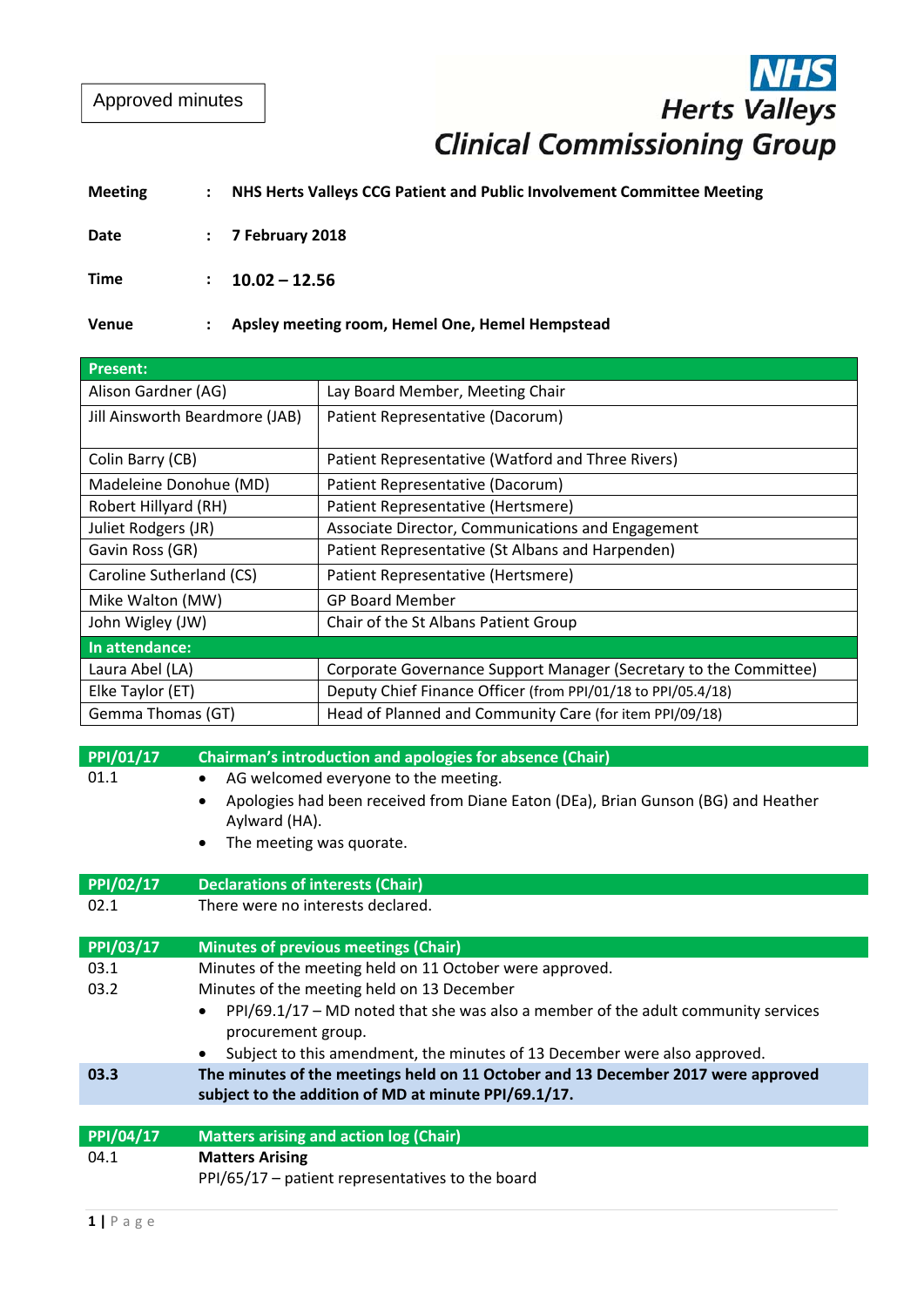Approved minutes

**NHS Herts Valleys Clinical Commissioning Group**

| | | |
|---|---|---|
| **Meeting** | : | **NHS Herts Valleys CCG Patient and Public Involvement Committee Meeting** |
| **Date** | : | **7 February 2018** |
| **Time** | : | **10.02 – 12.56** |
| **Venue** | : | **Apsley meeting room, Hemel One, Hemel Hempstead** |

| **Present:** | |
|---|---|
| Alison Gardner (AG) | Lay Board Member, Meeting Chair |
| Jill Ainsworth Beardmore (JAB) | Patient Representative (Dacorum) |
| Colin Barry (CB) | Patient Representative (Watford and Three Rivers) |
| Madeleine Donohue (MD) | Patient Representative (Dacorum) |
| Robert Hillyard (RH) | Patient Representative (Hertsmere) |
| Juliet Rodgers (JR) | Associate Director, Communications and Engagement |
| Gavin Ross (GR) | Patient Representative (St Albans and Harpenden) |
| Caroline Sutherland (CS) | Patient Representative (Hertsmere) |
| Mike Walton (MW) | GP Board Member |
| John Wigley (JW) | Chair of the St Albans Patient Group |
| **In attendance:** | |
| Laura Abel (LA) | Corporate Governance Support Manager (Secretary to the Committee) |
| Elke Taylor (ET) | Deputy Chief Finance Officer (from PPI/01/18 to PPI/05.4/18) |
| Gemma Thomas (GT) | Head of Planned and Community Care (for item PPI/09/18) |

## PPI/01/17 Chairman's introduction and apologies for absence (Chair)

01.1

- AG welcomed everyone to the meeting.
- Apologies had been received from Diane Eaton (DEa), Brian Gunson (BG) and Heather Aylward (HA).
- The meeting was quorate.

## PPI/02/17 Declarations of interests (Chair)

02.1 There were no interests declared.

## PPI/03/17 Minutes of previous meetings (Chair)

03.1 Minutes of the meeting held on 11 October were approved.

03.2 Minutes of the meeting held on 13 December

- PPI/69.1/17 – MD noted that she was also a member of the adult community services procurement group.
- Subject to this amendment, the minutes of 13 December were also approved.

**03.3 The minutes of the meetings held on 11 October and 13 December 2017 were approved subject to the addition of MD at minute PPI/69.1/17.**

## PPI/04/17 Matters arising and action log (Chair)

04.1 **Matters Arising**

PPI/65/17 – patient representatives to the board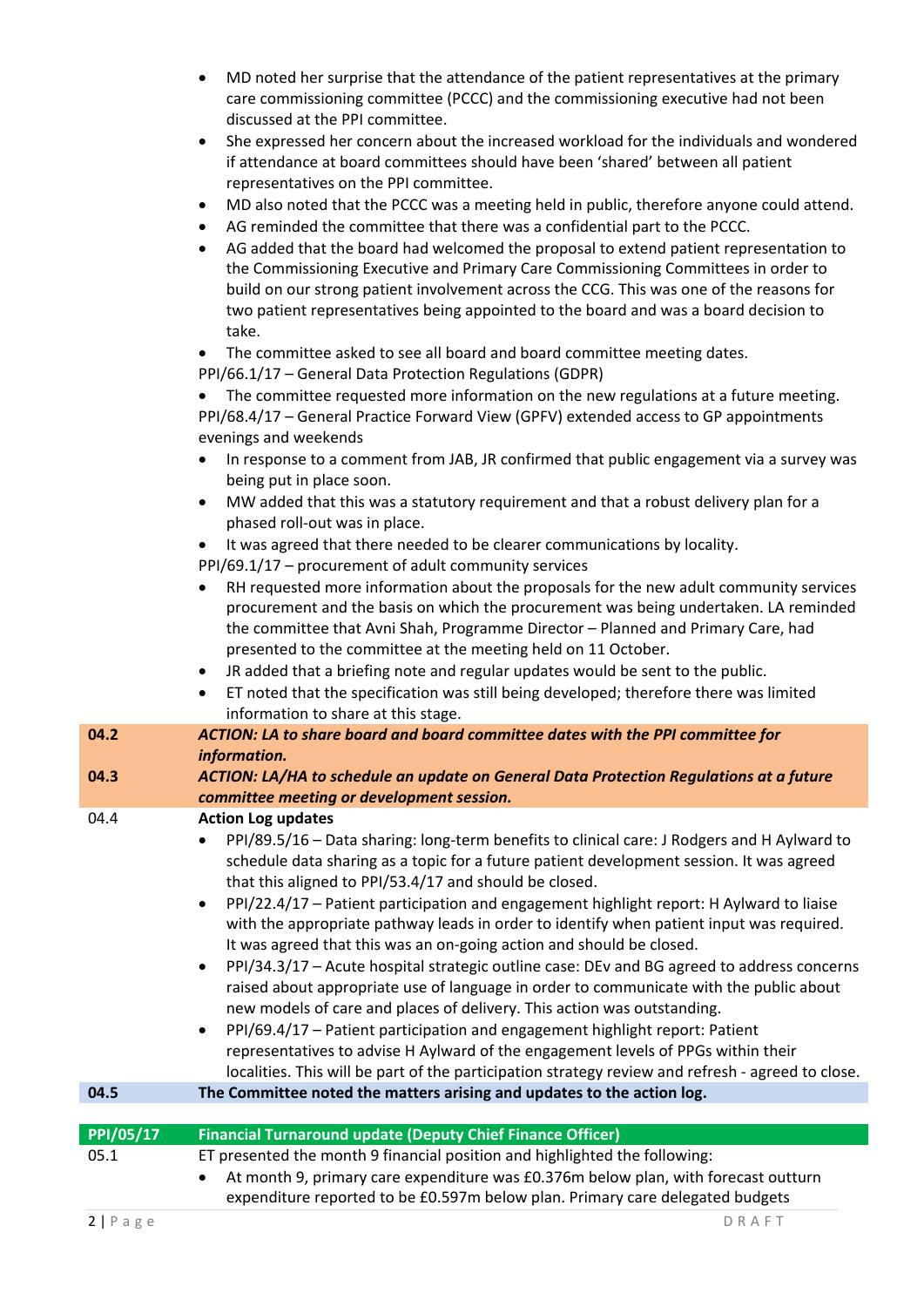- MD noted her surprise that the attendance of the patient representatives at the primary care commissioning committee (PCCC) and the commissioning executive had not been discussed at the PPI committee.
- She expressed her concern about the increased workload for the individuals and wondered if attendance at board committees should have been 'shared' between all patient representatives on the PPI committee.
- MD also noted that the PCCC was a meeting held in public, therefore anyone could attend.
- AG reminded the committee that there was a confidential part to the PCCC.
- AG added that the board had welcomed the proposal to extend patient representation to the Commissioning Executive and Primary Care Commissioning Committees in order to build on our strong patient involvement across the CCG. This was one of the reasons for two patient representatives being appointed to the board and was a board decision to take.
- The committee asked to see all board and board committee meeting dates.

PPI/66.1/17 – General Data Protection Regulations (GDPR)

- The committee requested more information on the new regulations at a future meeting.

PPI/68.4/17 – General Practice Forward View (GPFV) extended access to GP appointments evenings and weekends

- In response to a comment from JAB, JR confirmed that public engagement via a survey was being put in place soon.
- MW added that this was a statutory requirement and that a robust delivery plan for a phased roll-out was in place.
- It was agreed that there needed to be clearer communications by locality.

PPI/69.1/17 – procurement of adult community services

- RH requested more information about the proposals for the new adult community services procurement and the basis on which the procurement was being undertaken. LA reminded the committee that Avni Shah, Programme Director – Planned and Primary Care, had presented to the committee at the meeting held on 11 October.
- JR added that a briefing note and regular updates would be sent to the public.
- ET noted that the specification was still being developed; therefore there was limited information to share at this stage.

| | |
|---|---|
| **04.2** | ***ACTION: LA to share board and board committee dates with the PPI committee for information.*** |
| **04.3** | ***ACTION: LA/HA to schedule an update on General Data Protection Regulations at a future committee meeting or development session.*** |
| 04.4 | **Action Log updates**<br>• PPI/89.5/16 – Data sharing: long-term benefits to clinical care: J Rodgers and H Aylward to schedule data sharing as a topic for a future patient development session. It was agreed that this aligned to PPI/53.4/17 and should be closed.<br>• PPI/22.4/17 – Patient participation and engagement highlight report: H Aylward to liaise with the appropriate pathway leads in order to identify when patient input was required. It was agreed that this was an on-going action and should be closed.<br>• PPI/34.3/17 – Acute hospital strategic outline case: DEv and BG agreed to address concerns raised about appropriate use of language in order to communicate with the public about new models of care and places of delivery. This action was outstanding.<br>• PPI/69.4/17 – Patient participation and engagement highlight report: Patient representatives to advise H Aylward of the engagement levels of PPGs within their localities. This will be part of the participation strategy review and refresh - agreed to close. |
| **04.5** | **The Committee noted the matters arising and updates to the action log.** |
| **PPI/05/17** | **Financial Turnaround update (Deputy Chief Finance Officer)** |
| 05.1 | ET presented the month 9 financial position and highlighted the following:<br>• At month 9, primary care expenditure was £0.376m below plan, with forecast outturn expenditure reported to be £0.597m below plan. Primary care delegated budgets |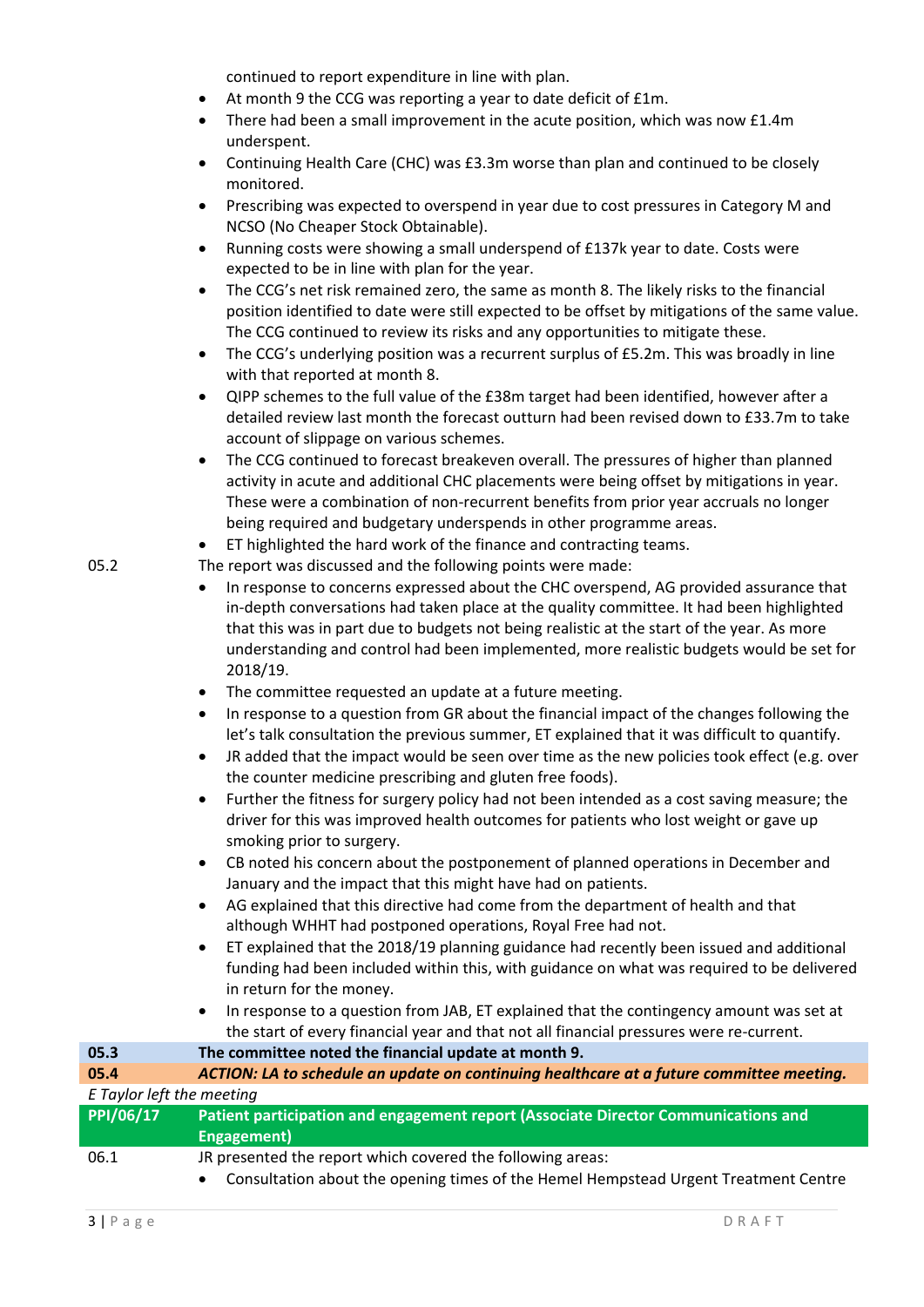continued to report expenditure in line with plan.

- At month 9 the CCG was reporting a year to date deficit of £1m.
- There had been a small improvement in the acute position, which was now £1.4m underspent.
- Continuing Health Care (CHC) was £3.3m worse than plan and continued to be closely monitored.
- Prescribing was expected to overspend in year due to cost pressures in Category M and NCSO (No Cheaper Stock Obtainable).
- Running costs were showing a small underspend of £137k year to date. Costs were expected to be in line with plan for the year.
- The CCG's net risk remained zero, the same as month 8. The likely risks to the financial position identified to date were still expected to be offset by mitigations of the same value. The CCG continued to review its risks and any opportunities to mitigate these.
- The CCG's underlying position was a recurrent surplus of £5.2m. This was broadly in line with that reported at month 8.
- QIPP schemes to the full value of the £38m target had been identified, however after a detailed review last month the forecast outturn had been revised down to £33.7m to take account of slippage on various schemes.
- The CCG continued to forecast breakeven overall. The pressures of higher than planned activity in acute and additional CHC placements were being offset by mitigations in year. These were a combination of non-recurrent benefits from prior year accruals no longer being required and budgetary underspends in other programme areas.
- ET highlighted the hard work of the finance and contracting teams.

| | |
|---|---|
| 05.2 | The report was discussed and the following points were made:<br>• In response to concerns expressed about the CHC overspend, AG provided assurance that in-depth conversations had taken place at the quality committee. It had been highlighted that this was in part due to budgets not being realistic at the start of the year. As more understanding and control had been implemented, more realistic budgets would be set for 2018/19.<br>• The committee requested an update at a future meeting.<br>• In response to a question from GR about the financial impact of the changes following the let's talk consultation the previous summer, ET explained that it was difficult to quantify.<br>• JR added that the impact would be seen over time as the new policies took effect (e.g. over the counter medicine prescribing and gluten free foods).<br>• Further the fitness for surgery policy had not been intended as a cost saving measure; the driver for this was improved health outcomes for patients who lost weight or gave up smoking prior to surgery.<br>• CB noted his concern about the postponement of planned operations in December and January and the impact that this might have had on patients.<br>• AG explained that this directive had come from the department of health and that although WHHT had postponed operations, Royal Free had not.<br>• ET explained that the 2018/19 planning guidance had recently been issued and additional funding had been included within this, with guidance on what was required to be delivered in return for the money.<br>• In response to a question from JAB, ET explained that the contingency amount was set at the start of every financial year and that not all financial pressures were re-current. |
| **05.3** | **The committee noted the financial update at month 9.** |
| **05.4** | ***ACTION: LA to schedule an update on continuing healthcare at a future committee meeting.*** |

*E Taylor left the meeting*

| | |
|---|---|
| **PPI/06/17** | **Patient participation and engagement report (Associate Director Communications and Engagement)** |
| 06.1 | JR presented the report which covered the following areas:<br>• Consultation about the opening times of the Hemel Hempstead Urgent Treatment Centre |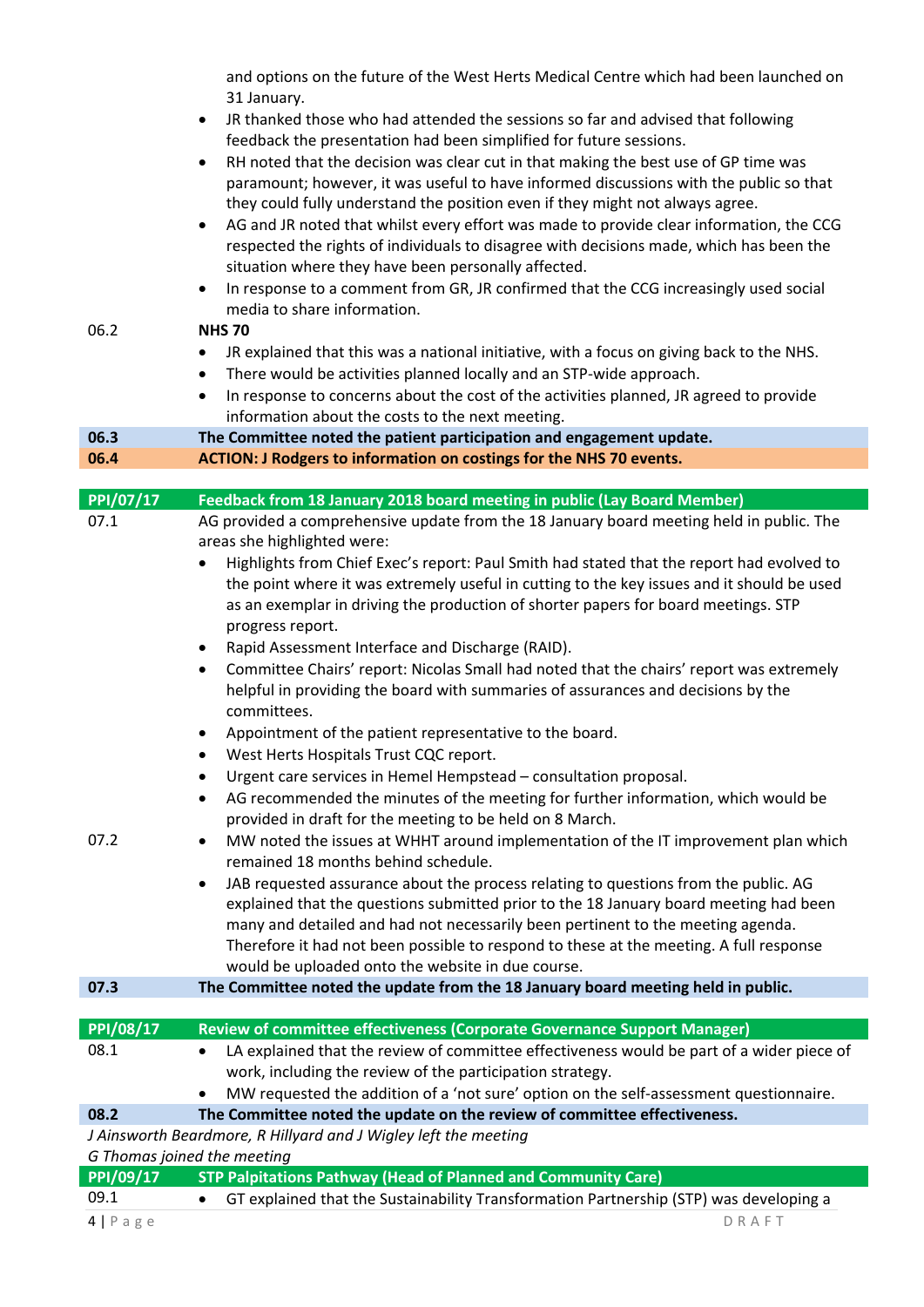and options on the future of the West Herts Medical Centre which had been launched on 31 January.

- JR thanked those who had attended the sessions so far and advised that following feedback the presentation had been simplified for future sessions.
- RH noted that the decision was clear cut in that making the best use of GP time was paramount; however, it was useful to have informed discussions with the public so that they could fully understand the position even if they might not always agree.
- AG and JR noted that whilst every effort was made to provide clear information, the CCG respected the rights of individuals to disagree with decisions made, which has been the situation where they have been personally affected.
- In response to a comment from GR, JR confirmed that the CCG increasingly used social media to share information.

06.2 **NHS 70**

- JR explained that this was a national initiative, with a focus on giving back to the NHS.
- There would be activities planned locally and an STP-wide approach.
- In response to concerns about the cost of the activities planned, JR agreed to provide information about the costs to the next meeting.

**06.3 The Committee noted the patient participation and engagement update.**

**06.4 ACTION: J Rodgers to information on costings for the NHS 70 events.**

## PPI/07/17 Feedback from 18 January 2018 board meeting in public (Lay Board Member)

07.1 AG provided a comprehensive update from the 18 January board meeting held in public. The areas she highlighted were:

- Highlights from Chief Exec's report: Paul Smith had stated that the report had evolved to the point where it was extremely useful in cutting to the key issues and it should be used as an exemplar in driving the production of shorter papers for board meetings. STP progress report.
- Rapid Assessment Interface and Discharge (RAID).
- Committee Chairs' report: Nicolas Small had noted that the chairs' report was extremely helpful in providing the board with summaries of assurances and decisions by the committees.
- Appointment of the patient representative to the board.
- West Herts Hospitals Trust CQC report.
- Urgent care services in Hemel Hempstead – consultation proposal.
- AG recommended the minutes of the meeting for further information, which would be provided in draft for the meeting to be held on 8 March.

07.2

- MW noted the issues at WHHT around implementation of the IT improvement plan which remained 18 months behind schedule.
- JAB requested assurance about the process relating to questions from the public. AG explained that the questions submitted prior to the 18 January board meeting had been many and detailed and had not necessarily been pertinent to the meeting agenda. Therefore it had not been possible to respond to these at the meeting. A full response would be uploaded onto the website in due course.

**07.3 The Committee noted the update from the 18 January board meeting held in public.**

## PPI/08/17 Review of committee effectiveness (Corporate Governance Support Manager)

08.1

- LA explained that the review of committee effectiveness would be part of a wider piece of work, including the review of the participation strategy.
- MW requested the addition of a 'not sure' option on the self-assessment questionnaire.

**08.2 The Committee noted the update on the review of committee effectiveness.**

*J Ainsworth Beardmore, R Hillyard and J Wigley left the meeting*

*G Thomas joined the meeting*

## PPI/09/17 STP Palpitations Pathway (Head of Planned and Community Care)

09.1

- GT explained that the Sustainability Transformation Partnership (STP) was developing a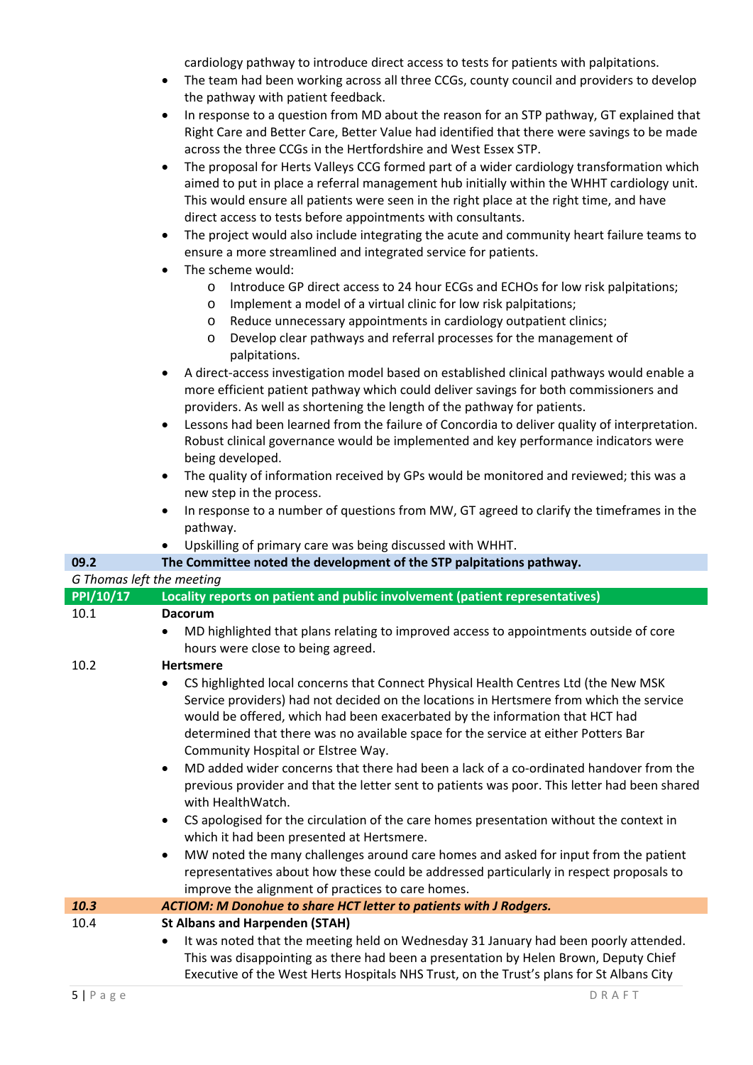cardiology pathway to introduce direct access to tests for patients with palpitations.

- The team had been working across all three CCGs, county council and providers to develop the pathway with patient feedback.
- In response to a question from MD about the reason for an STP pathway, GT explained that Right Care and Better Care, Better Value had identified that there were savings to be made across the three CCGs in the Hertfordshire and West Essex STP.
- The proposal for Herts Valleys CCG formed part of a wider cardiology transformation which aimed to put in place a referral management hub initially within the WHHT cardiology unit. This would ensure all patients were seen in the right place at the right time, and have direct access to tests before appointments with consultants.
- The project would also include integrating the acute and community heart failure teams to ensure a more streamlined and integrated service for patients.
- The scheme would:
  - Introduce GP direct access to 24 hour ECGs and ECHOs for low risk palpitations;
  - Implement a model of a virtual clinic for low risk palpitations;
  - Reduce unnecessary appointments in cardiology outpatient clinics;
  - Develop clear pathways and referral processes for the management of palpitations.
- A direct-access investigation model based on established clinical pathways would enable a more efficient patient pathway which could deliver savings for both commissioners and providers. As well as shortening the length of the pathway for patients.
- Lessons had been learned from the failure of Concordia to deliver quality of interpretation. Robust clinical governance would be implemented and key performance indicators were being developed.
- The quality of information received by GPs would be monitored and reviewed; this was a new step in the process.
- In response to a number of questions from MW, GT agreed to clarify the timeframes in the pathway.
- Upskilling of primary care was being discussed with WHHT.

| | |
|---|---|
| **09.2** | **The Committee noted the development of the STP palpitations pathway.** |

*G Thomas left the meeting*

| | |
|---|---|
| **PPI/10/17** | **Locality reports on patient and public involvement (patient representatives)** |

10.1 **Dacorum**

- MD highlighted that plans relating to improved access to appointments outside of core hours were close to being agreed.

10.2 **Hertsmere**

- CS highlighted local concerns that Connect Physical Health Centres Ltd (the New MSK Service providers) had not decided on the locations in Hertsmere from which the service would be offered, which had been exacerbated by the information that HCT had determined that there was no available space for the service at either Potters Bar Community Hospital or Elstree Way.
- MD added wider concerns that there had been a lack of a co-ordinated handover from the previous provider and that the letter sent to patients was poor. This letter had been shared with HealthWatch.
- CS apologised for the circulation of the care homes presentation without the context in which it had been presented at Hertsmere.
- MW noted the many challenges around care homes and asked for input from the patient representatives about how these could be addressed particularly in respect proposals to improve the alignment of practices to care homes.

| | |
|---|---|
| ***10.3*** | ***ACTIOM: M Donohue to share HCT letter to patients with J Rodgers.*** |

10.4 **St Albans and Harpenden (STAH)**

- It was noted that the meeting held on Wednesday 31 January had been poorly attended. This was disappointing as there had been a presentation by Helen Brown, Deputy Chief Executive of the West Herts Hospitals NHS Trust, on the Trust's plans for St Albans City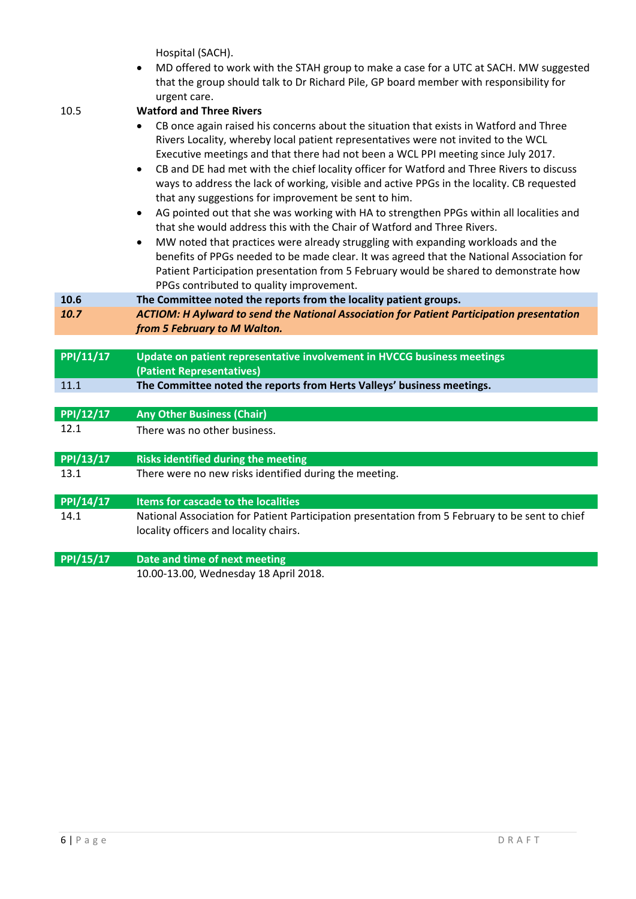Hospital (SACH).

- MD offered to work with the STAH group to make a case for a UTC at SACH. MW suggested that the group should talk to Dr Richard Pile, GP board member with responsibility for urgent care.

| | |
|---|---|
| 10.5 | **Watford and Three Rivers** |

- CB once again raised his concerns about the situation that exists in Watford and Three Rivers Locality, whereby local patient representatives were not invited to the WCL Executive meetings and that there had not been a WCL PPI meeting since July 2017.
- CB and DE had met with the chief locality officer for Watford and Three Rivers to discuss ways to address the lack of working, visible and active PPGs in the locality. CB requested that any suggestions for improvement be sent to him.
- AG pointed out that she was working with HA to strengthen PPGs within all localities and that she would address this with the Chair of Watford and Three Rivers.
- MW noted that practices were already struggling with expanding workloads and the benefits of PPGs needed to be made clear. It was agreed that the National Association for Patient Participation presentation from 5 February would be shared to demonstrate how PPGs contributed to quality improvement.

| | |
|---|---|
| **10.6** | **The Committee noted the reports from the locality patient groups.** |
| ***10.7*** | ***ACTIOM: H Aylward to send the National Association for Patient Participation presentation from 5 February to M Walton.*** |

| | |
|---|---|
| **PPI/11/17** | **Update on patient representative involvement in HVCCG business meetings (Patient Representatives)** |
| 11.1 | **The Committee noted the reports from Herts Valleys' business meetings.** |

| | |
|---|---|
| **PPI/12/17** | **Any Other Business (Chair)** |
| 12.1 | There was no other business. |

| | |
|---|---|
| **PPI/13/17** | **Risks identified during the meeting** |
| 13.1 | There were no new risks identified during the meeting. |

| | |
|---|---|
| **PPI/14/17** | **Items for cascade to the localities** |
| 14.1 | National Association for Patient Participation presentation from 5 February to be sent to chief locality officers and locality chairs. |

| | |
|---|---|
| **PPI/15/17** | **Date and time of next meeting** |
| | 10.00-13.00, Wednesday 18 April 2018. |

DRAFT